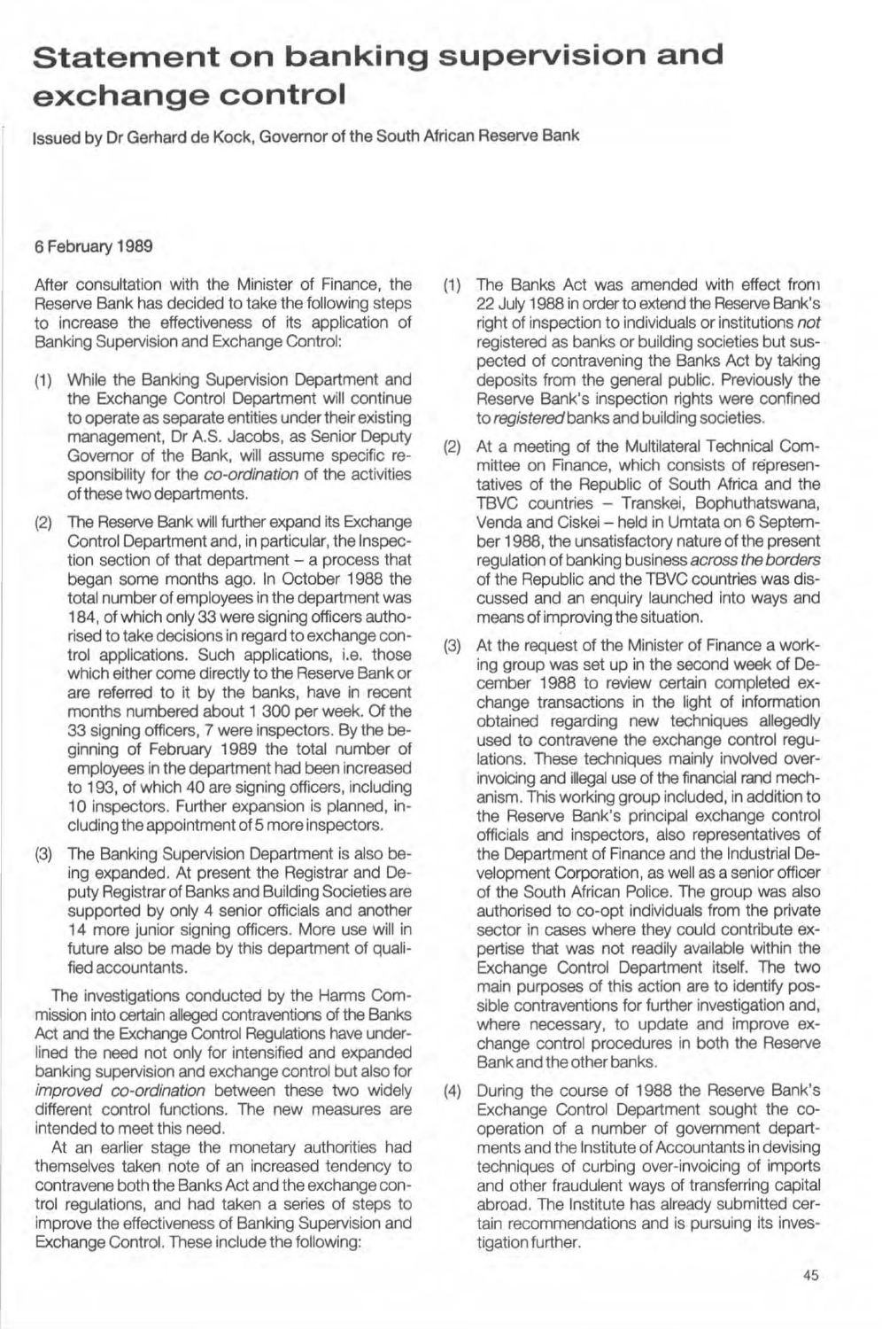# Statement on banking supervision and exchange control

Issued by Dr Gerhard de Kock, Governor of the South African Reserve Bank

6 February 1989

After consultation with the Minister of Finance, the Reserve Bank has decided to take the following steps to increase the effectiveness of its application of Banking Supervision and Exchange Control:

(1) While the Banking Supervision Department and the Exchange Control Department will continue to operate as separate entities under their existing management, Dr A.S. Jacobs, as Senior Deputy Governor of the Bank, will assume specific responsibility for the *co-ordination* of the activities of these two departments.

(2) The Reserve Bank will further expand its Exchange Control Department and, in particular, the Inspection section of that department – a process that began some months ago. In October 1988 the total number of employees in the department was 184, of which only 33 were signing officers authorised to take decisions in regard to exchange control applications. Such applications, i.e. those which either come directly to the Reserve Bank or are referred to it by the banks, have in recent months numbered about 1 300 per week. Of the 33 signing officers, 7 were inspectors. By the beginning of February 1989 the total number of employees in the department had been increased to 193, of which 40 are signing officers, including 10 inspectors. Further expansion is planned, including the appointment of 5 more inspectors.

(3) The Banking Supervision Department is also being expanded. At present the Registrar and Deputy Registrar of Banks and Building Societies are supported by only 4 senior officials and another 14 more junior signing officers. More use will in future also be made by this department of qualified accountants.

The investigations conducted by the Harms Commission into certain alleged contraventions of the Banks Act and the Exchange Control Regulations have underlined the need not only for intensified and expanded banking supervision and exchange control but also for *improved co-ordination* between these two widely different control functions. The new measures are intended to meet this need.

At an earlier stage the monetary authorities had themselves taken note of an increased tendency to contravene both the Banks Act and the exchange control regulations, and had taken a series of steps to improve the effectiveness of Banking Supervision and Exchange Control. These include the following:

(1) The Banks Act was amended with effect from 22 July 1988 in order to extend the Reserve Bank's right of inspection to individuals or institutions *not* registered as banks or building societies but suspected of contravening the Banks Act by taking deposits from the general public. Previously the Reserve Bank's inspection rights were confined to *registered* banks and building societies.

(2) At a meeting of the Multilateral Technical Committee on Finance, which consists of representatives of the Republic of South Africa and the TBVC countries – Transkei, Bophuthatswana, Venda and Ciskei – held in Umtata on 6 September 1988, the unsatisfactory nature of the present regulation of banking business *across the borders* of the Republic and the TBVC countries was discussed and an enquiry launched into ways and means of improving the situation.

(3) At the request of the Minister of Finance a working group was set up in the second week of December 1988 to review certain completed exchange transactions in the light of information obtained regarding new techniques allegedly used to contravene the exchange control regulations. These techniques mainly involved over-invoicing and illegal use of the financial rand mechanism. This working group included, in addition to the Reserve Bank's principal exchange control officials and inspectors, also representatives of the Department of Finance and the Industrial Development Corporation, as well as a senior officer of the South African Police. The group was also authorised to co-opt individuals from the private sector in cases where they could contribute expertise that was not readily available within the Exchange Control Department itself. The two main purposes of this action are to identify possible contraventions for further investigation and, where necessary, to update and improve exchange control procedures in both the Reserve Bank and the other banks.

(4) During the course of 1988 the Reserve Bank's Exchange Control Department sought the co-operation of a number of government departments and the Institute of Accountants in devising techniques of curbing over-invoicing of imports and other fraudulent ways of transferring capital abroad. The Institute has already submitted certain recommendations and is pursuing its investigation further.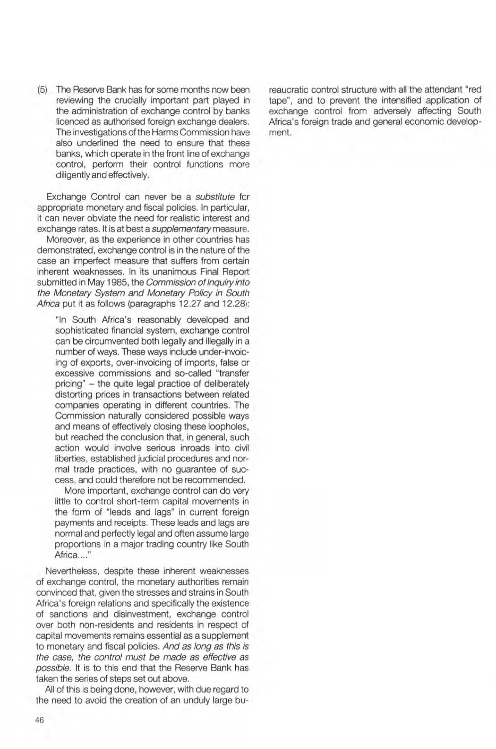(5) The Reserve Bank has for some months now been reviewing the crucially important part played in the administration of exchange control by banks licenced as authorised foreign exchange dealers. The investigations of the Harms Commission have also underlined the need to ensure that these banks, which operate in the front line of exchange control, perform their control functions more diligently and effectively.

Exchange Control can never be a *substitute* for appropriate monetary and fiscal policies. In particular, it can never obviate the need for realistic interest and exchange rates. It is at best a *supplementary* measure.

Moreover, as the experience in other countries has demonstrated, exchange control is in the nature of the case an imperfect measure that suffers from certain inherent weaknesses. In its unanimous Final Report submitted in May 1985, the *Commission of Inquiry into the Monetary System and Monetary Policy in South Africa* put it as follows (paragraphs 12.27 and 12.28):

> "In South Africa's reasonably developed and sophisticated financial system, exchange control can be circumvented both legally and illegally in a number of ways. These ways include under-invoicing of exports, over-invoicing of imports, false or excessive commissions and so-called "transfer pricing" – the quite legal practice of deliberately distorting prices in transactions between related companies operating in different countries. The Commission naturally considered possible ways and means of effectively closing these loopholes, but reached the conclusion that, in general, such action would involve serious inroads into civil liberties, established judicial procedures and normal trade practices, with no guarantee of success, and could therefore not be recommended.
>
> More important, exchange control can do very little to control short-term capital movements in the form of "leads and lags" in current foreign payments and receipts. These leads and lags are normal and perfectly legal and often assume large proportions in a major trading country like South Africa...."

Nevertheless, despite these inherent weaknesses of exchange control, the monetary authorities remain convinced that, given the stresses and strains in South Africa's foreign relations and specifically the existence of sanctions and disinvestment, exchange control over both non-residents and residents in respect of capital movements remains essential as a supplement to monetary and fiscal policies. *And as long as this is the case, the control must be made as effective as possible.* It is to this end that the Reserve Bank has taken the series of steps set out above.

All of this is being done, however, with due regard to the need to avoid the creation of an unduly large bureaucratic control structure with all the attendant "red tape", and to prevent the intensified application of exchange control from adversely affecting South Africa's foreign trade and general economic development.